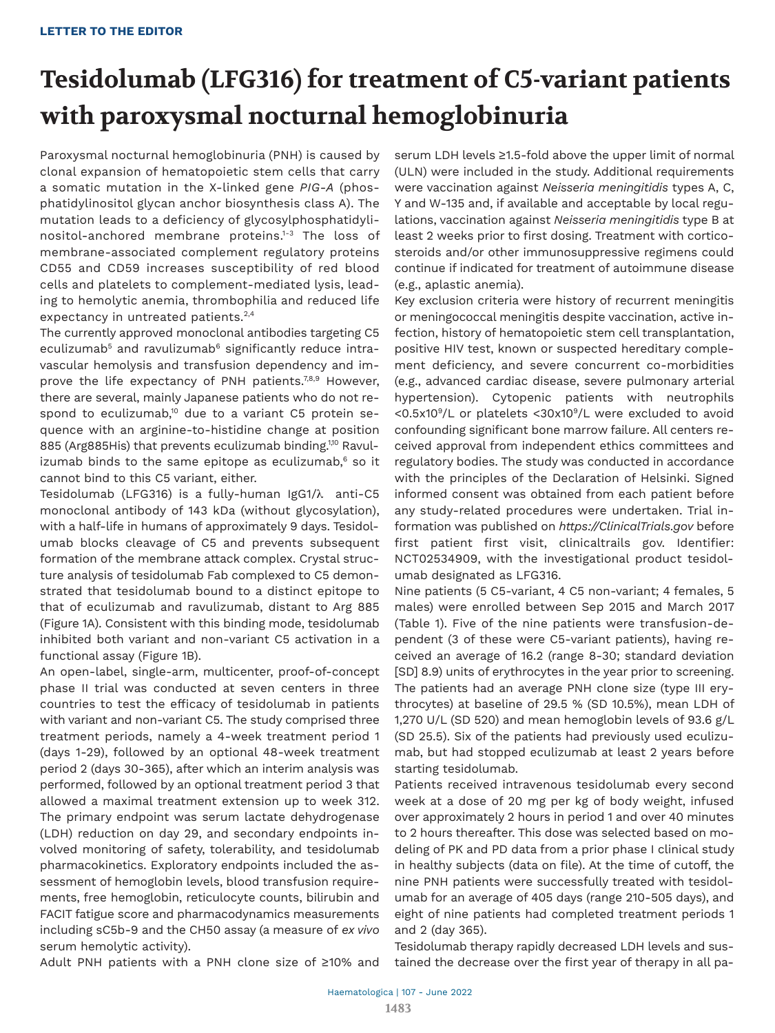LETTER TO THE EDITOR

# Tesidolumab (LFG316) for treatment of C5-variant patients with paroxysmal nocturnal hemoglobinuria

Paroxysmal nocturnal hemoglobinuria (PNH) is caused by clonal expansion of hematopoietic stem cells that carry a somatic mutation in the X-linked gene *PIG-A* (phosphatidylinositol glycan anchor biosynthesis class A). The mutation leads to a deficiency of glycosylphosphatidylinositol-anchored membrane proteins.[1-3] The loss of membrane-associated complement regulatory proteins CD55 and CD59 increases susceptibility of red blood cells and platelets to complement-mediated lysis, leading to hemolytic anemia, thrombophilia and reduced life expectancy in untreated patients.[2,4]

The currently approved monoclonal antibodies targeting C5 eculizumab[5] and ravulizumab[6] significantly reduce intravascular hemolysis and transfusion dependency and improve the life expectancy of PNH patients.[7,8,9] However, there are several, mainly Japanese patients who do not respond to eculizumab,[10] due to a variant C5 protein sequence with an arginine-to-histidine change at position 885 (Arg885His) that prevents eculizumab binding.[1,10] Ravulizumab binds to the same epitope as eculizumab,[6] so it cannot bind to this C5 variant, either.

Tesidolumab (LFG316) is a fully-human IgG1/λ anti-C5 monoclonal antibody of 143 kDa (without glycosylation), with a half-life in humans of approximately 9 days. Tesidolumab blocks cleavage of C5 and prevents subsequent formation of the membrane attack complex. Crystal structure analysis of tesidolumab Fab complexed to C5 demonstrated that tesidolumab bound to a distinct epitope to that of eculizumab and ravulizumab, distant to Arg 885 (Figure 1A). Consistent with this binding mode, tesidolumab inhibited both variant and non-variant C5 activation in a functional assay (Figure 1B).

An open-label, single-arm, multicenter, proof-of-concept phase II trial was conducted at seven centers in three countries to test the efficacy of tesidolumab in patients with variant and non-variant C5. The study comprised three treatment periods, namely a 4-week treatment period 1 (days 1-29), followed by an optional 48-week treatment period 2 (days 30-365), after which an interim analysis was performed, followed by an optional treatment period 3 that allowed a maximal treatment extension up to week 312. The primary endpoint was serum lactate dehydrogenase (LDH) reduction on day 29, and secondary endpoints involved monitoring of safety, tolerability, and tesidolumab pharmacokinetics. Exploratory endpoints included the assessment of hemoglobin levels, blood transfusion requirements, free hemoglobin, reticulocyte counts, bilirubin and FACIT fatigue score and pharmacodynamics measurements including sC5b-9 and the CH50 assay (a measure of *ex vivo* serum hemolytic activity).

Adult PNH patients with a PNH clone size of ≥10% and serum LDH levels ≥1.5-fold above the upper limit of normal (ULN) were included in the study. Additional requirements were vaccination against *Neisseria meningitidis* types A, C, Y and W-135 and, if available and acceptable by local regulations, vaccination against *Neisseria meningitidis* type B at least 2 weeks prior to first dosing. Treatment with corticosteroids and/or other immunosuppressive regimens could continue if indicated for treatment of autoimmune disease (e.g., aplastic anemia).

Key exclusion criteria were history of recurrent meningitis or meningococcal meningitis despite vaccination, active infection, history of hematopoietic stem cell transplantation, positive HIV test, known or suspected hereditary complement deficiency, and severe concurrent co-morbidities (e.g., advanced cardiac disease, severe pulmonary arterial hypertension). Cytopenic patients with neutrophils $<0.5 \times 10^9$/L or platelets $<30 \times 10^9$/L were excluded to avoid confounding significant bone marrow failure. All centers received approval from independent ethics committees and regulatory bodies. The study was conducted in accordance with the principles of the Declaration of Helsinki. Signed informed consent was obtained from each patient before any study-related procedures were undertaken. Trial information was published on *https://ClinicalTrials.gov* before first patient first visit, clinicaltrails gov. Identifier: NCT02534909, with the investigational product tesidolumab designated as LFG316.

Nine patients (5 C5-variant, 4 C5 non-variant; 4 females, 5 males) were enrolled between Sep 2015 and March 2017 (Table 1). Five of the nine patients were transfusion-dependent (3 of these were C5-variant patients), having received an average of 16.2 (range 8-30; standard deviation [SD] 8.9) units of erythrocytes in the year prior to screening. The patients had an average PNH clone size (type III erythrocytes) at baseline of 29.5 % (SD 10.5%), mean LDH of 1,270 U/L (SD 520) and mean hemoglobin levels of 93.6 g/L (SD 25.5). Six of the patients had previously used eculizumab, but had stopped eculizumab at least 2 years before starting tesidolumab.

Patients received intravenous tesidolumab every second week at a dose of 20 mg per kg of body weight, infused over approximately 2 hours in period 1 and over 40 minutes to 2 hours thereafter. This dose was selected based on modeling of PK and PD data from a prior phase I clinical study in healthy subjects (data on file). At the time of cutoff, the nine PNH patients were successfully treated with tesidolumab for an average of 405 days (range 210-505 days), and eight of nine patients had completed treatment periods 1 and 2 (day 365).

Tesidolumab therapy rapidly decreased LDH levels and sustained the decrease over the first year of therapy in all pa-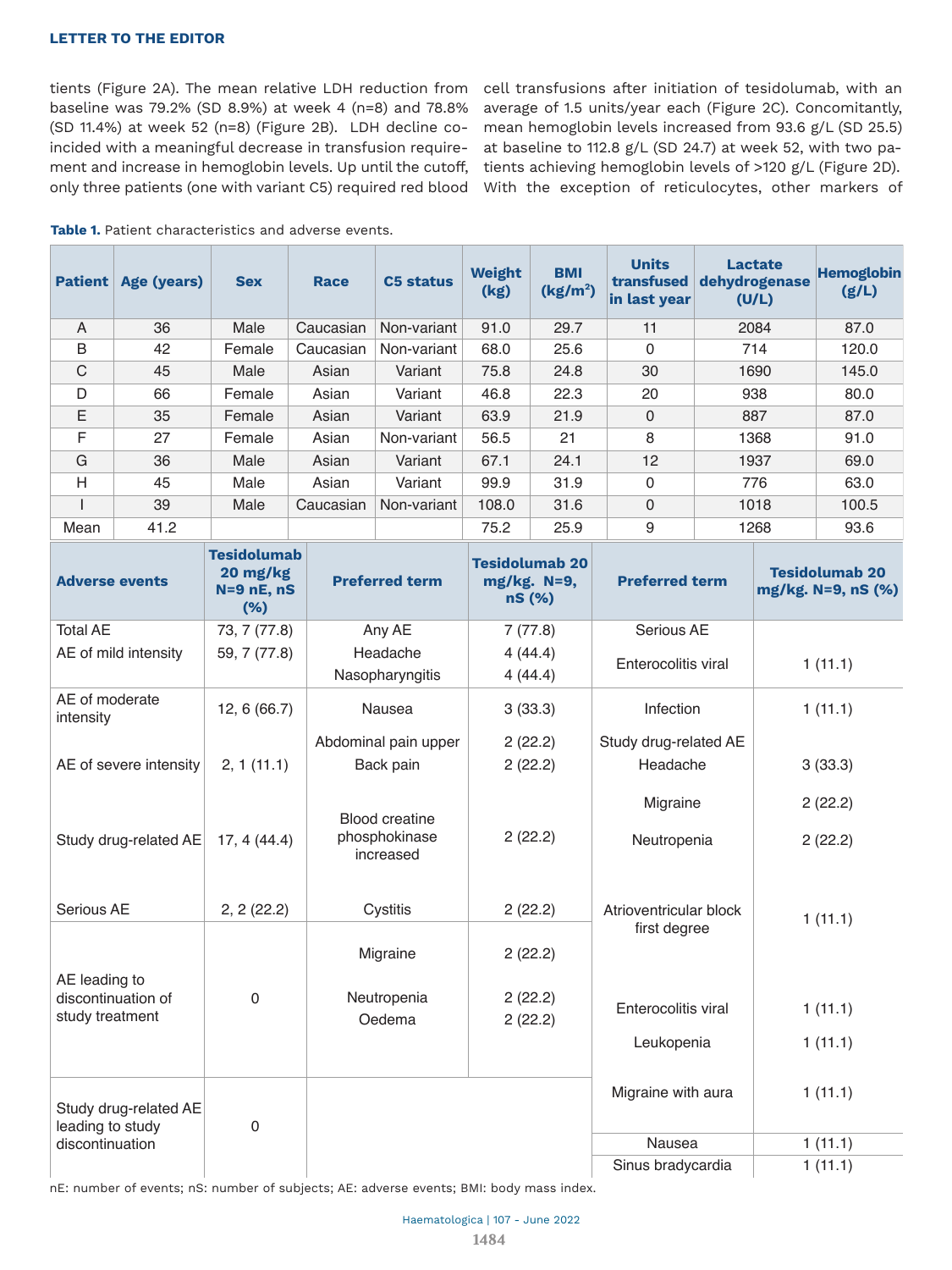tients (Figure 2A). The mean relative LDH reduction from baseline was 79.2% (SD 8.9%) at week 4 (n=8) and 78.8% (SD 11.4%) at week 52 (n=8) (Figure 2B). LDH decline coincided with a meaningful decrease in transfusion requirement and increase in hemoglobin levels. Up until the cutoff, only three patients (one with variant C5) required red blood cell transfusions after initiation of tesidolumab, with an average of 1.5 units/year each (Figure 2C). Concomitantly, mean hemoglobin levels increased from 93.6 g/L (SD 25.5) at baseline to 112.8 g/L (SD 24.7) at week 52, with two patients achieving hemoglobin levels of >120 g/L (Figure 2D). With the exception of reticulocytes, other markers of

**Table 1.** Patient characteristics and adverse events.

| Patient | Age (years) | Sex | Race | C5 status | Weight (kg) | BMI (kg/m$^2$) | Units transfused in last year | Lactate dehydrogenase (U/L) | Hemoglobin (g/L) |
|---|---|---|---|---|---|---|---|---|---|
| A | 36 | Male | Caucasian | Non-variant | 91.0 | 29.7 | 11 | 2084 | 87.0 |
| B | 42 | Female | Caucasian | Non-variant | 68.0 | 25.6 | 0 | 714 | 120.0 |
| C | 45 | Male | Asian | Variant | 75.8 | 24.8 | 30 | 1690 | 145.0 |
| D | 66 | Female | Asian | Variant | 46.8 | 22.3 | 20 | 938 | 80.0 |
| E | 35 | Female | Asian | Variant | 63.9 | 21.9 | 0 | 887 | 87.0 |
| F | 27 | Female | Asian | Non-variant | 56.5 | 21 | 8 | 1368 | 91.0 |
| G | 36 | Male | Asian | Variant | 67.1 | 24.1 | 12 | 1937 | 69.0 |
| H | 45 | Male | Asian | Variant | 99.9 | 31.9 | 0 | 776 | 63.0 |
| I | 39 | Male | Caucasian | Non-variant | 108.0 | 31.6 | 0 | 1018 | 100.5 |
| Mean | 41.2 | | | | 75.2 | 25.9 | 9 | 1268 | 93.6 |

| Adverse events | Tesidolumab 20 mg/kg N=9 nE, nS (%) | Preferred term | Tesidolumab 20 mg/kg. N=9, nS (%) | Preferred term | Tesidolumab 20 mg/kg. N=9, nS (%) |
|---|---|---|---|---|---|
| Total AE | 73, 7 (77.8) | Any AE | 7 (77.8) | Serious AE | |
| AE of mild intensity | 59, 7 (77.8) | Headache | 4 (44.4) | Enterocolitis viral | 1 (11.1) |
| | | Nasopharyngitis | 4 (44.4) | | |
| AE of moderate intensity | 12, 6 (66.7) | Nausea | 3 (33.3) | Infection | 1 (11.1) |
| | | Abdominal pain upper | 2 (22.2) | Study drug-related AE | |
| AE of severe intensity | 2, 1 (11.1) | Back pain | 2 (22.2) | Headache | 3 (33.3) |
| | | | | Migraine | 2 (22.2) |
| Study drug-related AE | 17, 4 (44.4) | Blood creatine phosphokinase increased | 2 (22.2) | Neutropenia | 2 (22.2) |
| Serious AE | 2, 2 (22.2) | Cystitis | 2 (22.2) | Atrioventricular block first degree | 1 (11.1) |
| AE leading to discontinuation of study treatment | 0 | Migraine | 2 (22.2) | | |
| | | Neutropenia | 2 (22.2) | Enterocolitis viral | 1 (11.1) |
| | | Oedema | 2 (22.2) | Leukopenia | 1 (11.1) |
| Study drug-related AE leading to study discontinuation | 0 | | | Migraine with aura | 1 (11.1) |
| | | | | Nausea | 1 (11.1) |
| | | | | Sinus bradycardia | 1 (11.1) |

nE: number of events; nS: number of subjects; AE: adverse events; BMI: body mass index.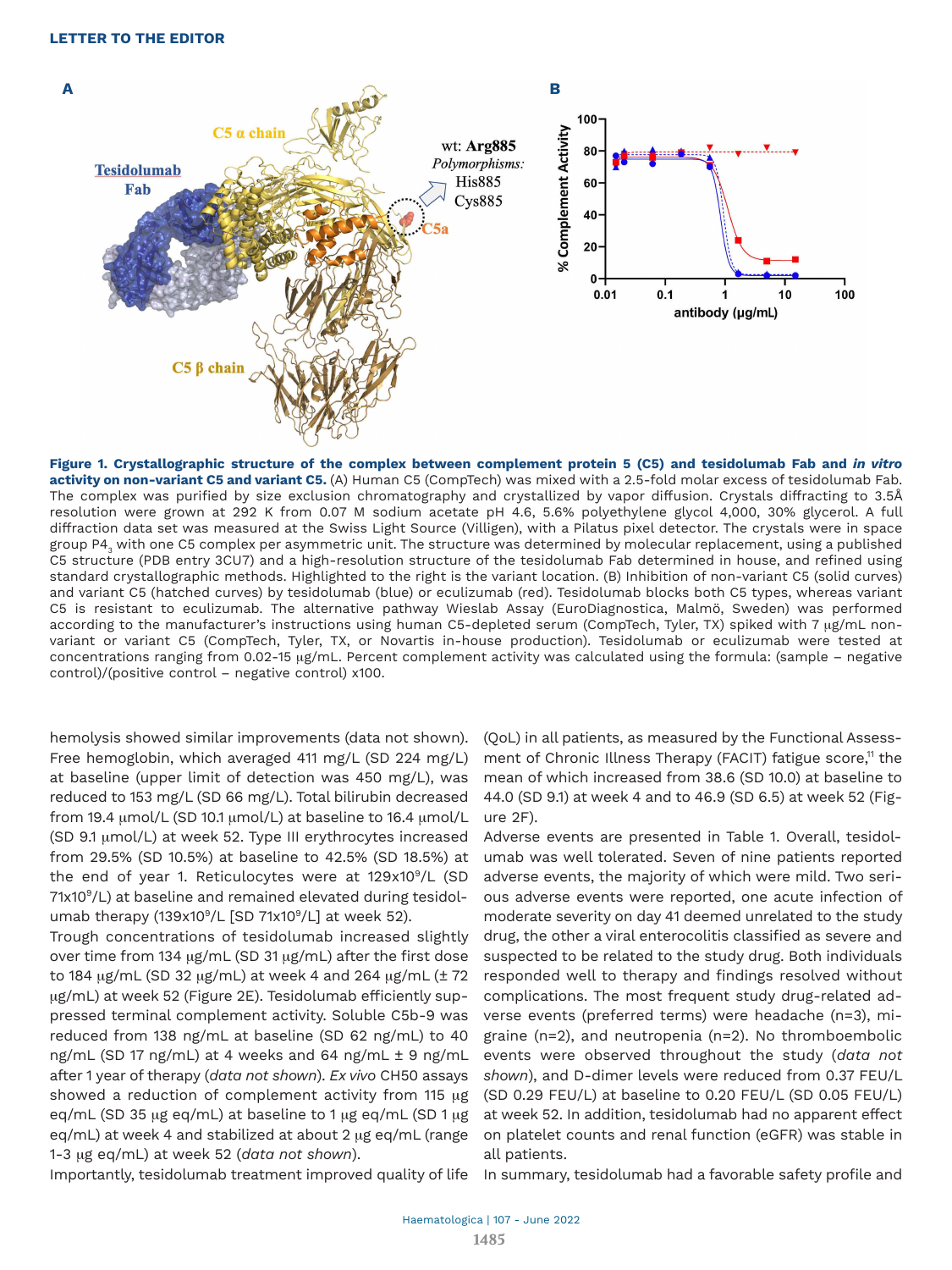**Figure 1. Crystallographic structure of the complex between complement protein 5 (C5) and tesidolumab Fab and *in vitro* activity on non-variant C5 and variant C5.** (A) Human C5 (CompTech) was mixed with a 2.5-fold molar excess of tesidolumab Fab. The complex was purified by size exclusion chromatography and crystallized by vapor diffusion. Crystals diffracting to 3.5Å resolution were grown at 292 K from 0.07 M sodium acetate pH 4.6, 5.6% polyethylene glycol 4,000, 30% glycerol. A full diffraction data set was measured at the Swiss Light Source (Villigen), with a Pilatus pixel detector. The crystals were in space group $P4_3$ with one C5 complex per asymmetric unit. The structure was determined by molecular replacement, using a published C5 structure (PDB entry 3CU7) and a high-resolution structure of the tesidolumab Fab determined in house, and refined using standard crystallographic methods. Highlighted to the right is the variant location. (B) Inhibition of non-variant C5 (solid curves) and variant C5 (hatched curves) by tesidolumab (blue) or eculizumab (red). Tesidolumab blocks both C5 types, whereas variant C5 is resistant to eculizumab. The alternative pathway Wieslab Assay (EuroDiagnostica, Malmö, Sweden) was performed according to the manufacturer's instructions using human C5-depleted serum (CompTech, Tyler, TX) spiked with 7 μg/mL non-variant or variant C5 (CompTech, Tyler, TX, or Novartis in-house production). Tesidolumab or eculizumab were tested at concentrations ranging from 0.02-15 μg/mL. Percent complement activity was calculated using the formula: (sample – negative control)/(positive control – negative control) x100.

hemolysis showed similar improvements (data not shown). Free hemoglobin, which averaged 411 mg/L (SD 224 mg/L) at baseline (upper limit of detection was 450 mg/L), was reduced to 153 mg/L (SD 66 mg/L). Total bilirubin decreased from 19.4 μmol/L (SD 10.1 μmol/L) at baseline to 16.4 μmol/L (SD 9.1 μmol/L) at week 52. Type III erythrocytes increased from 29.5% (SD 10.5%) at baseline to 42.5% (SD 18.5%) at the end of year 1. Reticulocytes were at $129\times10^9$/L (SD $71\times10^9$/L) at baseline and remained elevated during tesidolumab therapy ($139\times10^9$/L [SD $71\times10^9$/L] at week 52).

Trough concentrations of tesidolumab increased slightly over time from 134 μg/mL (SD 31 μg/mL) after the first dose to 184 μg/mL (SD 32 μg/mL) at week 4 and 264 μg/mL (± 72 μg/mL) at week 52 (Figure 2E). Tesidolumab efficiently suppressed terminal complement activity. Soluble C5b-9 was reduced from 138 ng/mL at baseline (SD 62 ng/mL) to 40 ng/mL (SD 17 ng/mL) at 4 weeks and 64 ng/mL ± 9 ng/mL after 1 year of therapy (*data not shown*). *Ex vivo* CH50 assays showed a reduction of complement activity from 115 μg eq/mL (SD 35 μg eq/mL) at baseline to 1 μg eq/mL (SD 1 μg eq/mL) at week 4 and stabilized at about 2 μg eq/mL (range 1-3 μg eq/mL) at week 52 (*data not shown*).

Importantly, tesidolumab treatment improved quality of life (QoL) in all patients, as measured by the Functional Assessment of Chronic Illness Therapy (FACIT) fatigue score,[11] the mean of which increased from 38.6 (SD 10.0) at baseline to 44.0 (SD 9.1) at week 4 and to 46.9 (SD 6.5) at week 52 (Figure 2F).

Adverse events are presented in Table 1. Overall, tesidolumab was well tolerated. Seven of nine patients reported adverse events, the majority of which were mild. Two serious adverse events were reported, one acute infection of moderate severity on day 41 deemed unrelated to the study drug, the other a viral enterocolitis classified as severe and suspected to be related to the study drug. Both individuals responded well to therapy and findings resolved without complications. The most frequent study drug-related adverse events (preferred terms) were headache (n=3), migraine (n=2), and neutropenia (n=2). No thromboembolic events were observed throughout the study (*data not shown*), and D-dimer levels were reduced from 0.37 FEU/L (SD 0.29 FEU/L) at baseline to 0.20 FEU/L (SD 0.05 FEU/L) at week 52. In addition, tesidolumab had no apparent effect on platelet counts and renal function (eGFR) was stable in all patients.

In summary, tesidolumab had a favorable safety profile and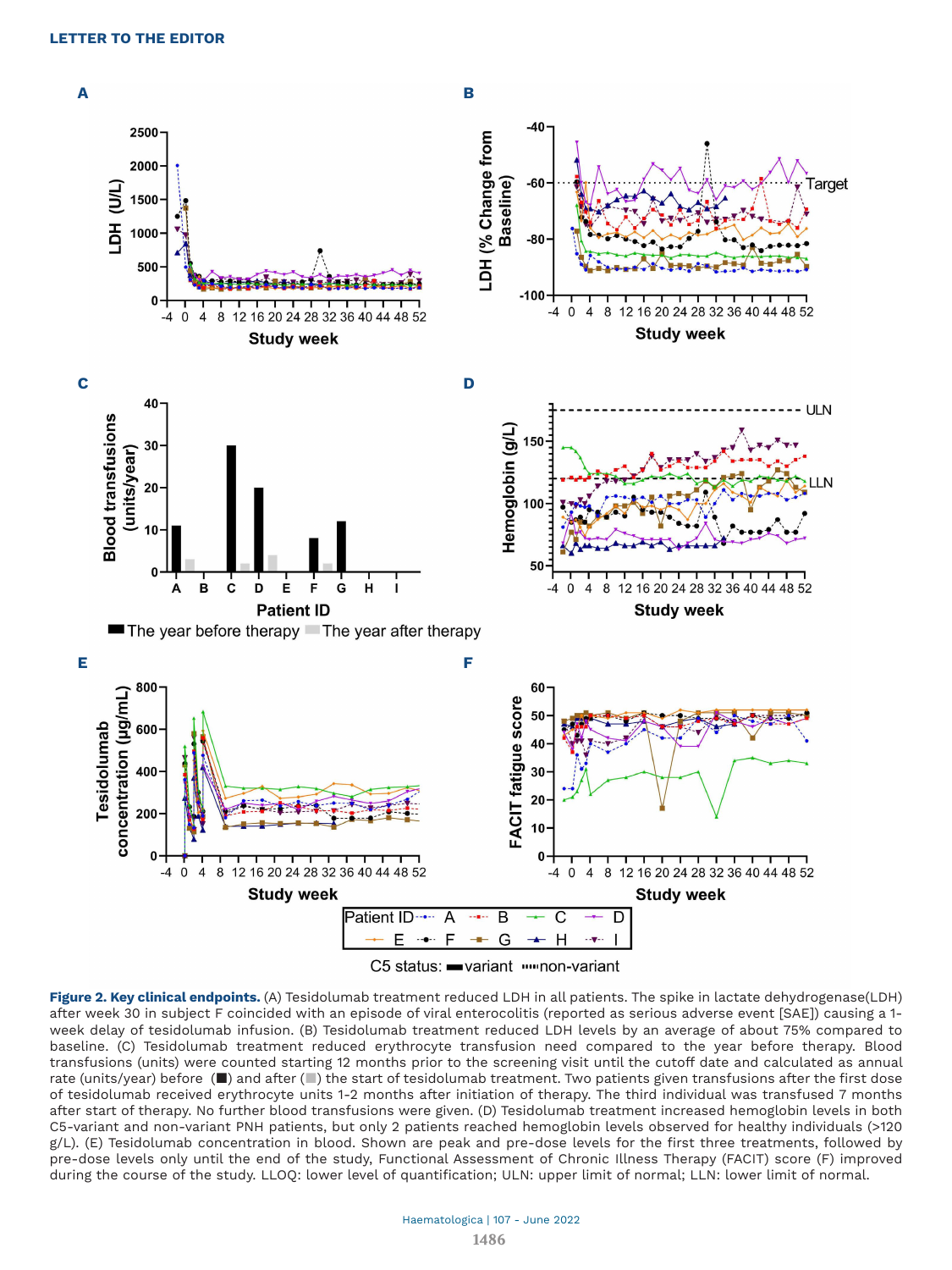**Figure 2. Key clinical endpoints.** (A) Tesidolumab treatment reduced LDH in all patients. The spike in lactate dehydrogenase(LDH) after week 30 in subject F coincided with an episode of viral enterocolitis (reported as serious adverse event [SAE]) causing a 1-week delay of tesidolumab infusion. (B) Tesidolumab treatment reduced LDH levels by an average of about 75% compared to baseline. (C) Tesidolumab treatment reduced erythrocyte transfusion need compared to the year before therapy. Blood transfusions (units) were counted starting 12 months prior to the screening visit until the cutoff date and calculated as annual rate (units/year) before (■) and after (■) the start of tesidolumab treatment. Two patients given transfusions after the first dose of tesidolumab received erythrocyte units 1-2 months after initiation of therapy. The third individual was transfused 7 months after start of therapy. No further blood transfusions were given. (D) Tesidolumab treatment increased hemoglobin levels in both C5-variant and non-variant PNH patients, but only 2 patients reached hemoglobin levels observed for healthy individuals (>120 g/L). (E) Tesidolumab concentration in blood. Shown are peak and pre-dose levels for the first three treatments, followed by pre-dose levels only until the end of the study, Functional Assessment of Chronic Illness Therapy (FACIT) score (F) improved during the course of the study. LLOQ: lower level of quantification; ULN: upper limit of normal; LLN: lower limit of normal.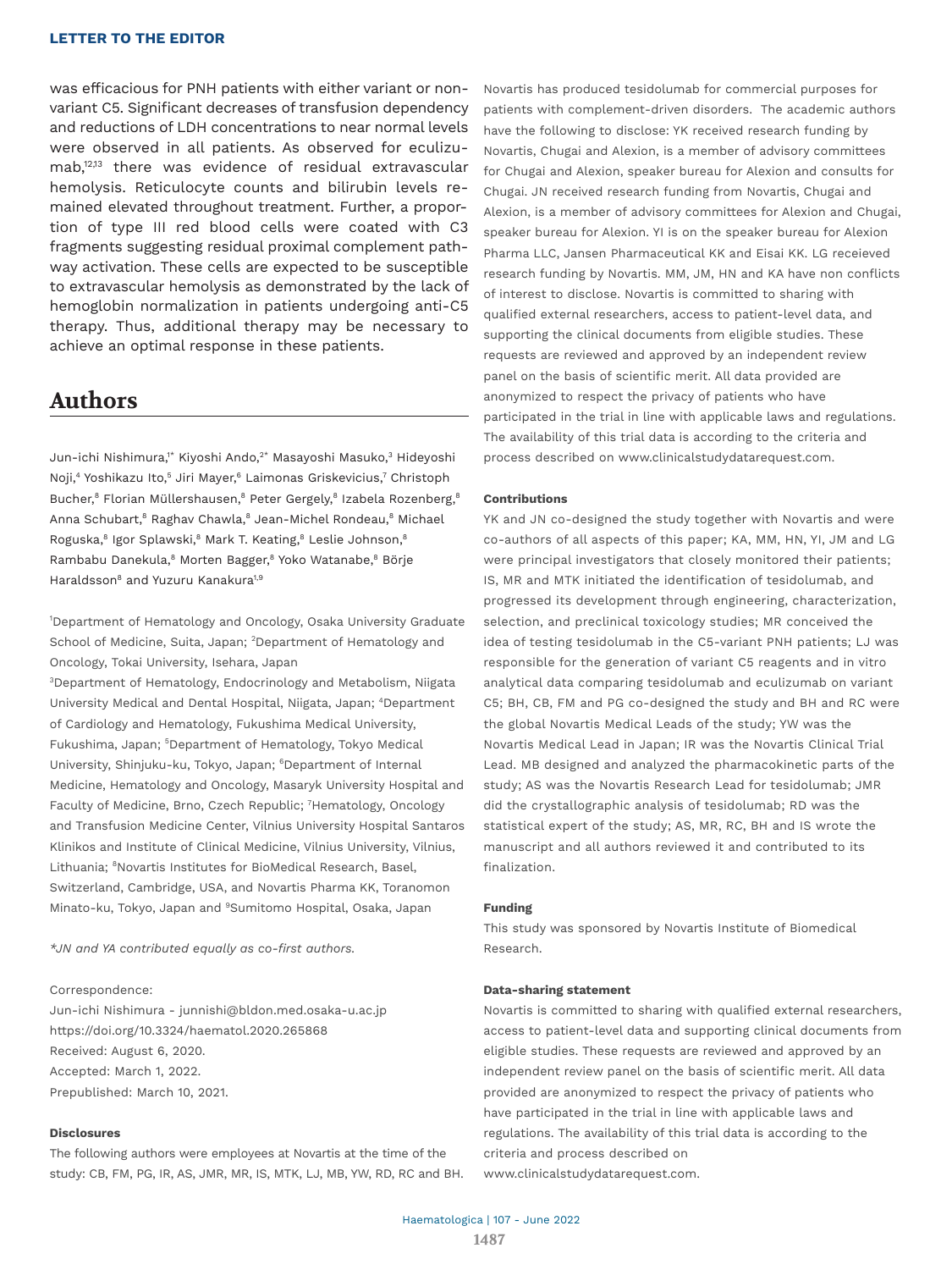was efficacious for PNH patients with either variant or non-variant C5. Significant decreases of transfusion dependency and reductions of LDH concentrations to near normal levels were observed in all patients. As observed for eculizumab,[12,13] there was evidence of residual extravascular hemolysis. Reticulocyte counts and bilirubin levels remained elevated throughout treatment. Further, a proportion of type III red blood cells were coated with C3 fragments suggesting residual proximal complement pathway activation. These cells are expected to be susceptible to extravascular hemolysis as demonstrated by the lack of hemoglobin normalization in patients undergoing anti-C5 therapy. Thus, additional therapy may be necessary to achieve an optimal response in these patients.

## Authors

Jun-ichi Nishimura,[1*] Kiyoshi Ando,[2*] Masayoshi Masuko,[3] Hideyoshi Noji,[4] Yoshikazu Ito,[5] Jiri Mayer,[6] Laimonas Griskevicius,[7] Christoph Bucher,[8] Florian Müllershausen,[8] Peter Gergely,[8] Izabela Rozenberg,[8] Anna Schubart,[8] Raghav Chawla,[8] Jean-Michel Rondeau,[8] Michael Roguska,[8] Igor Splawski,[8] Mark T. Keating,[8] Leslie Johnson,[8] Rambabu Danekula,[8] Morten Bagger,[8] Yoko Watanabe,[8] Börje Haraldsson[8] and Yuzuru Kanakura[1,9]

[1]Department of Hematology and Oncology, Osaka University Graduate School of Medicine, Suita, Japan; [2]Department of Hematology and Oncology, Tokai University, Isehara, Japan
[3]Department of Hematology, Endocrinology and Metabolism, Niigata University Medical and Dental Hospital, Niigata, Japan; [4]Department of Cardiology and Hematology, Fukushima Medical University, Fukushima, Japan; [5]Department of Hematology, Tokyo Medical University, Shinjuku-ku, Tokyo, Japan; [6]Department of Internal Medicine, Hematology and Oncology, Masaryk University Hospital and Faculty of Medicine, Brno, Czech Republic; [7]Hematology, Oncology and Transfusion Medicine Center, Vilnius University Hospital Santaros Klinikos and Institute of Clinical Medicine, Vilnius University, Vilnius, Lithuania; [8]Novartis Institutes for BioMedical Research, Basel, Switzerland, Cambridge, USA, and Novartis Pharma KK, Toranomon Minato-ku, Tokyo, Japan and [9]Sumitomo Hospital, Osaka, Japan

*JN and YA contributed equally as co-first authors.*

Correspondence:
Jun-ichi Nishimura - junnishi@bldon.med.osaka-u.ac.jp
https://doi.org/10.3324/haematol.2020.265868
Received: August 6, 2020.
Accepted: March 1, 2022.
Prepublished: March 10, 2021.

#### Disclosures

The following authors were employees at Novartis at the time of the study: CB, FM, PG, IR, AS, JMR, MR, IS, MTK, LJ, MB, YW, RD, RC and BH. Novartis has produced tesidolumab for commercial purposes for patients with complement-driven disorders. The academic authors have the following to disclose: YK received research funding by Novartis, Chugai and Alexion, is a member of advisory committees for Chugai and Alexion, speaker bureau for Alexion and consults for Chugai. JN received research funding from Novartis, Chugai and Alexion, is a member of advisory committees for Alexion and Chugai, speaker bureau for Alexion. YI is on the speaker bureau for Alexion Pharma LLC, Jansen Pharmaceutical KK and Eisai KK. LG receieved research funding by Novartis. MM, JM, HN and KA have non conflicts of interest to disclose. Novartis is committed to sharing with qualified external researchers, access to patient-level data, and supporting the clinical documents from eligible studies. These requests are reviewed and approved by an independent review panel on the basis of scientific merit. All data provided are anonymized to respect the privacy of patients who have participated in the trial in line with applicable laws and regulations. The availability of this trial data is according to the criteria and process described on www.clinicalstudydatarequest.com.

#### Contributions

YK and JN co-designed the study together with Novartis and were co-authors of all aspects of this paper; KA, MM, HN, YI, JM and LG were principal investigators that closely monitored their patients; IS, MR and MTK initiated the identification of tesidolumab, and progressed its development through engineering, characterization, selection, and preclinical toxicology studies; MR conceived the idea of testing tesidolumab in the C5-variant PNH patients; LJ was responsible for the generation of variant C5 reagents and in vitro analytical data comparing tesidolumab and eculizumab on variant C5; BH, CB, FM and PG co-designed the study and BH and RC were the global Novartis Medical Leads of the study; YW was the Novartis Medical Lead in Japan; IR was the Novartis Clinical Trial Lead. MB designed and analyzed the pharmacokinetic parts of the study; AS was the Novartis Research Lead for tesidolumab; JMR did the crystallographic analysis of tesidolumab; RD was the statistical expert of the study; AS, MR, RC, BH and IS wrote the manuscript and all authors reviewed it and contributed to its finalization.

#### Funding

This study was sponsored by Novartis Institute of Biomedical Research.

#### Data-sharing statement

Novartis is committed to sharing with qualified external researchers, access to patient-level data and supporting clinical documents from eligible studies. These requests are reviewed and approved by an independent review panel on the basis of scientific merit. All data provided are anonymized to respect the privacy of patients who have participated in the trial in line with applicable laws and regulations. The availability of this trial data is according to the criteria and process described on www.clinicalstudydatarequest.com.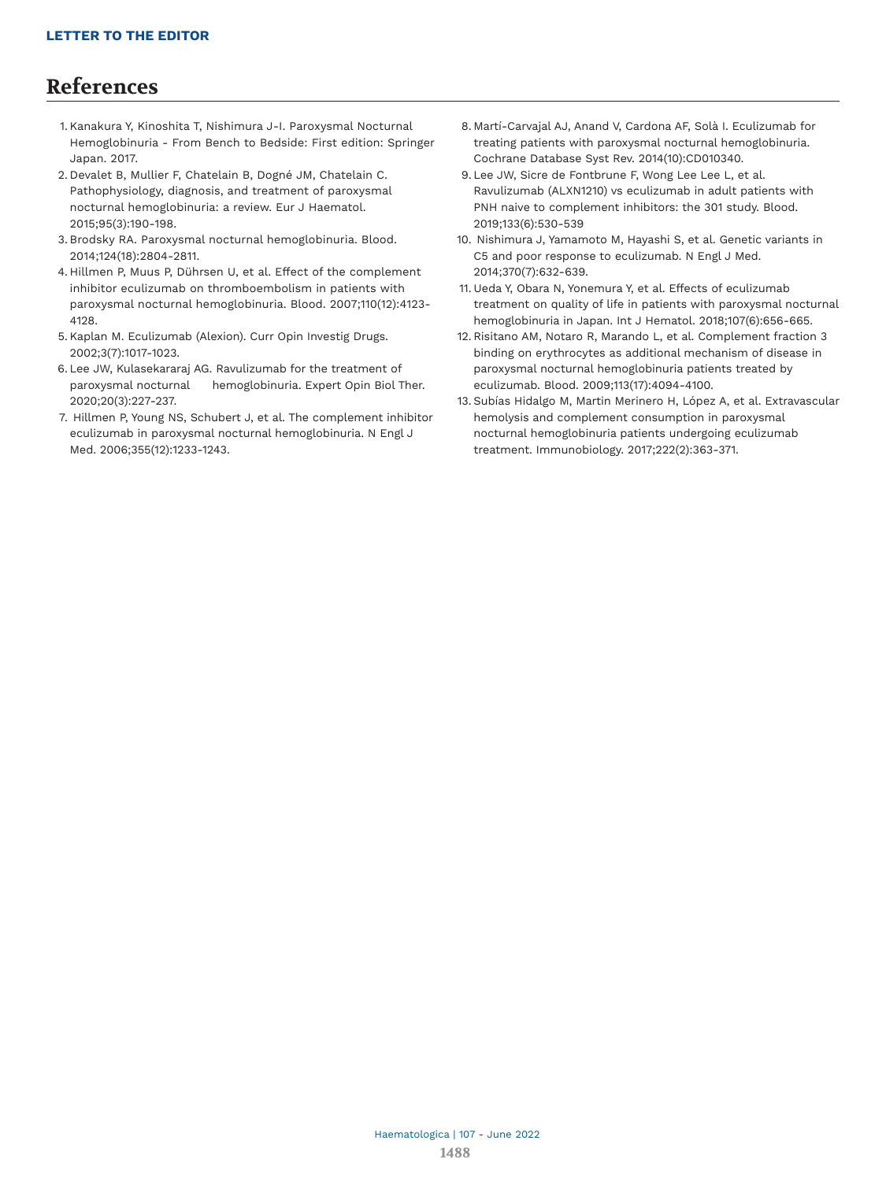## References

1. Kanakura Y, Kinoshita T, Nishimura J-I. Paroxysmal Nocturnal Hemoglobinuria - From Bench to Bedside: First edition: Springer Japan. 2017.
2. Devalet B, Mullier F, Chatelain B, Dogné JM, Chatelain C. Pathophysiology, diagnosis, and treatment of paroxysmal nocturnal hemoglobinuria: a review. Eur J Haematol. 2015;95(3):190-198.
3. Brodsky RA. Paroxysmal nocturnal hemoglobinuria. Blood. 2014;124(18):2804-2811.
4. Hillmen P, Muus P, Dührsen U, et al. Effect of the complement inhibitor eculizumab on thromboembolism in patients with paroxysmal nocturnal hemoglobinuria. Blood. 2007;110(12):4123-4128.
5. Kaplan M. Eculizumab (Alexion). Curr Opin Investig Drugs. 2002;3(7):1017-1023.
6. Lee JW, Kulasekararaj AG. Ravulizumab for the treatment of paroxysmal nocturnal hemoglobinuria. Expert Opin Biol Ther. 2020;20(3):227-237.
7. Hillmen P, Young NS, Schubert J, et al. The complement inhibitor eculizumab in paroxysmal nocturnal hemoglobinuria. N Engl J Med. 2006;355(12):1233-1243.
8. Martí-Carvajal AJ, Anand V, Cardona AF, Solà I. Eculizumab for treating patients with paroxysmal nocturnal hemoglobinuria. Cochrane Database Syst Rev. 2014(10):CD010340.
9. Lee JW, Sicre de Fontbrune F, Wong Lee Lee L, et al. Ravulizumab (ALXN1210) vs eculizumab in adult patients with PNH naive to complement inhibitors: the 301 study. Blood. 2019;133(6):530-539
10. Nishimura J, Yamamoto M, Hayashi S, et al. Genetic variants in C5 and poor response to eculizumab. N Engl J Med. 2014;370(7):632-639.
11. Ueda Y, Obara N, Yonemura Y, et al. Effects of eculizumab treatment on quality of life in patients with paroxysmal nocturnal hemoglobinuria in Japan. Int J Hematol. 2018;107(6):656-665.
12. Risitano AM, Notaro R, Marando L, et al. Complement fraction 3 binding on erythrocytes as additional mechanism of disease in paroxysmal nocturnal hemoglobinuria patients treated by eculizumab. Blood. 2009;113(17):4094-4100.
13. Subías Hidalgo M, Martin Merinero H, López A, et al. Extravascular hemolysis and complement consumption in paroxysmal nocturnal hemoglobinuria patients undergoing eculizumab treatment. Immunobiology. 2017;222(2):363-371.